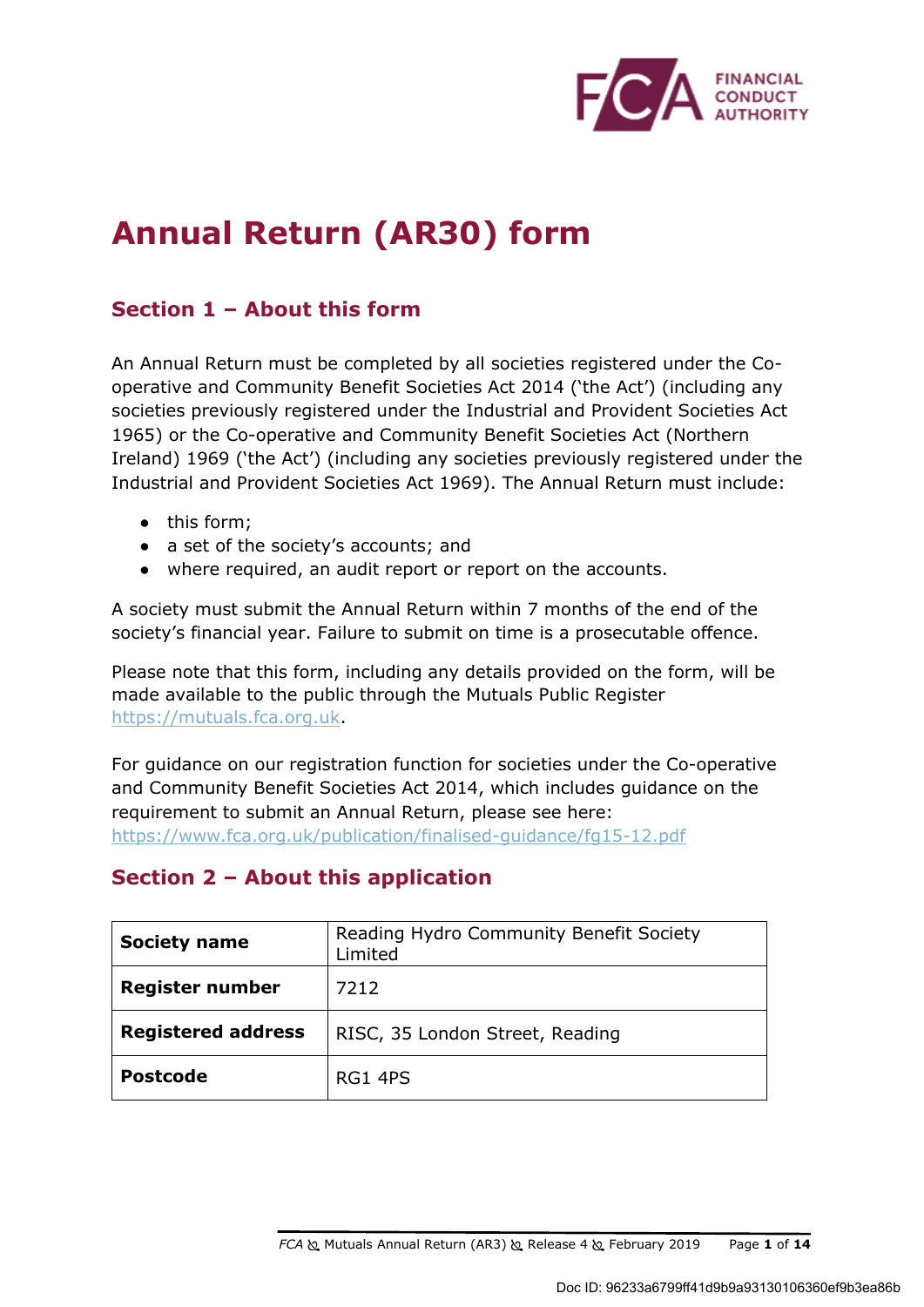# Annual Return (AR30) form

## Section 1 – About this form

An Annual Return must be completed by all societies registered under the Co-operative and Community Benefit Societies Act 2014 ('the Act') (including any societies previously registered under the Industrial and Provident Societies Act 1965) or the Co-operative and Community Benefit Societies Act (Northern Ireland) 1969 ('the Act') (including any societies previously registered under the Industrial and Provident Societies Act 1969). The Annual Return must include:

- this form;
- a set of the society's accounts; and
- where required, an audit report or report on the accounts.

A society must submit the Annual Return within 7 months of the end of the society's financial year. Failure to submit on time is a prosecutable offence.

Please note that this form, including any details provided on the form, will be made available to the public through the Mutuals Public Register https://mutuals.fca.org.uk.

For guidance on our registration function for societies under the Co-operative and Community Benefit Societies Act 2014, which includes guidance on the requirement to submit an Annual Return, please see here: https://www.fca.org.uk/publication/finalised-guidance/fg15-12.pdf

## Section 2 – About this application

| | |
|---|---|
| **Society name** | Reading Hydro Community Benefit Society Limited |
| **Register number** | 7212 |
| **Registered address** | RISC, 35 London Street, Reading |
| **Postcode** | RG1 4PS |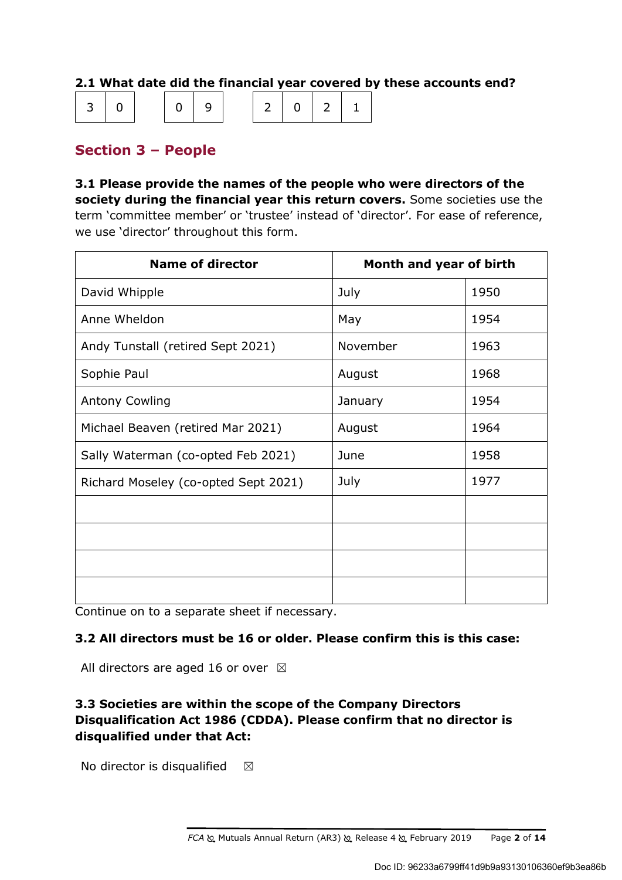**2.1 What date did the financial year covered by these accounts end?**

| 3 | 0 | | 0 | 9 | | 2 | 0 | 2 | 1 |
|---|---|---|---|---|---|---|---|---|---|

## Section 3 – People

**3.1 Please provide the names of the people who were directors of the society during the financial year this return covers.** Some societies use the term 'committee member' or 'trustee' instead of 'director'. For ease of reference, we use 'director' throughout this form.

| Name of director | Month and year of birth | |
|---|---|---|
| David Whipple | July | 1950 |
| Anne Wheldon | May | 1954 |
| Andy Tunstall (retired Sept 2021) | November | 1963 |
| Sophie Paul | August | 1968 |
| Antony Cowling | January | 1954 |
| Michael Beaven (retired Mar 2021) | August | 1964 |
| Sally Waterman (co-opted Feb 2021) | June | 1958 |
| Richard Moseley (co-opted Sept 2021) | July | 1977 |
| | | |
| | | |
| | | |
| | | |

Continue on to a separate sheet if necessary.

**3.2 All directors must be 16 or older. Please confirm this is this case:**

All directors are aged 16 or over ☒

**3.3 Societies are within the scope of the Company Directors Disqualification Act 1986 (CDDA). Please confirm that no director is disqualified under that Act:**

No director is disqualified ☒

Doc ID: 96233a6799ff41d9b9a93130106360ef9b3ea86b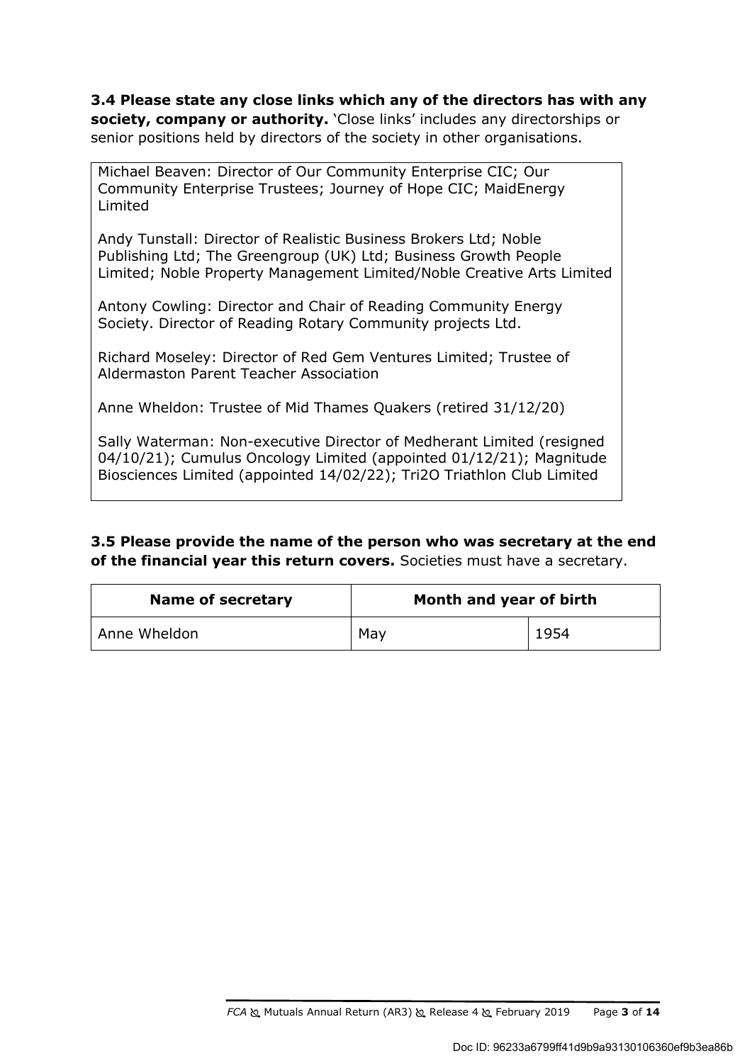**3.4 Please state any close links which any of the directors has with any society, company or authority.** 'Close links' includes any directorships or senior positions held by directors of the society in other organisations.

Michael Beaven: Director of Our Community Enterprise CIC; Our Community Enterprise Trustees; Journey of Hope CIC; MaidEnergy Limited

Andy Tunstall: Director of Realistic Business Brokers Ltd; Noble Publishing Ltd; The Greengroup (UK) Ltd; Business Growth People Limited; Noble Property Management Limited/Noble Creative Arts Limited

Antony Cowling: Director and Chair of Reading Community Energy Society. Director of Reading Rotary Community projects Ltd.

Richard Moseley: Director of Red Gem Ventures Limited; Trustee of Aldermaston Parent Teacher Association

Anne Wheldon: Trustee of Mid Thames Quakers (retired 31/12/20)

Sally Waterman: Non-executive Director of Medherant Limited (resigned 04/10/21); Cumulus Oncology Limited (appointed 01/12/21); Magnitude Biosciences Limited (appointed 14/02/22); Tri2O Triathlon Club Limited

**3.5 Please provide the name of the person who was secretary at the end of the financial year this return covers.** Societies must have a secretary.

| Name of secretary | Month and year of birth | |
|---|---|---|
| Anne Wheldon | May | 1954 |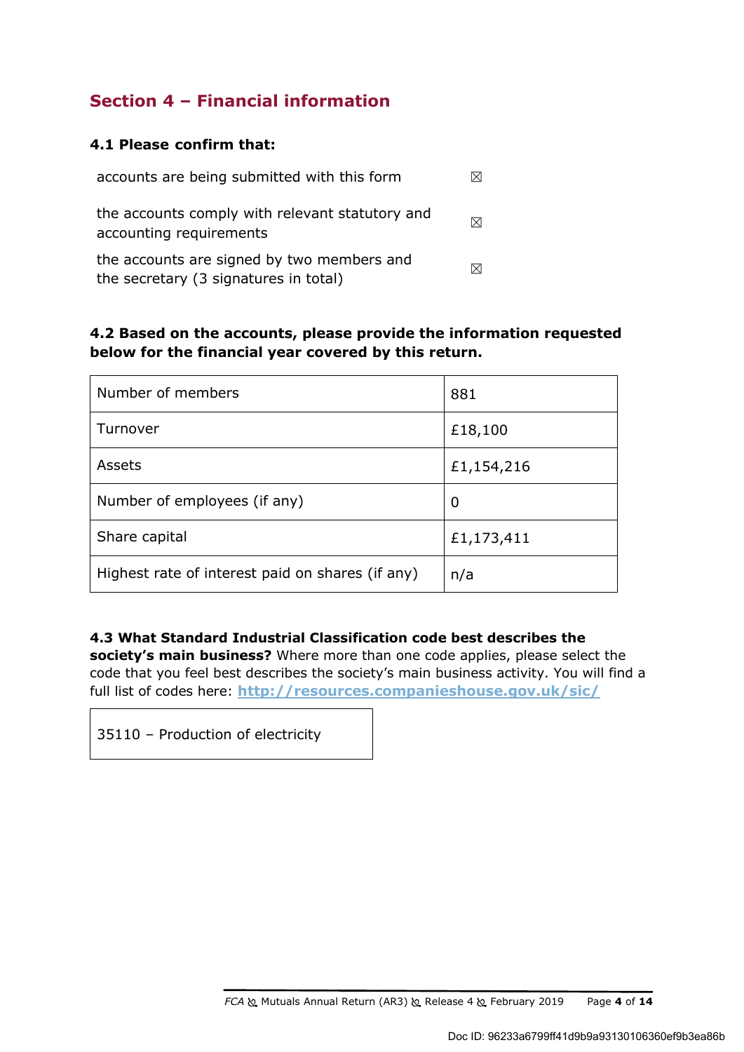## Section 4 – Financial information

### 4.1 Please confirm that:

| | |
|---|---|
| accounts are being submitted with this form | ☒ |
| the accounts comply with relevant statutory and accounting requirements | ☒ |
| the accounts are signed by two members and the secretary (3 signatures in total) | ☒ |

### 4.2 Based on the accounts, please provide the information requested below for the financial year covered by this return.

| | |
|---|---|
| Number of members | 881 |
| Turnover | £18,100 |
| Assets | £1,154,216 |
| Number of employees (if any) | 0 |
| Share capital | £1,173,411 |
| Highest rate of interest paid on shares (if any) | n/a |

**4.3 What Standard Industrial Classification code best describes the society's main business?** Where more than one code applies, please select the code that you feel best describes the society's main business activity. You will find a full list of codes here: **http://resources.companieshouse.gov.uk/sic/**

| |
|---|
| 35110 – Production of electricity |

Doc ID: 96233a6799ff41d9b9a93130106360ef9b3ea86b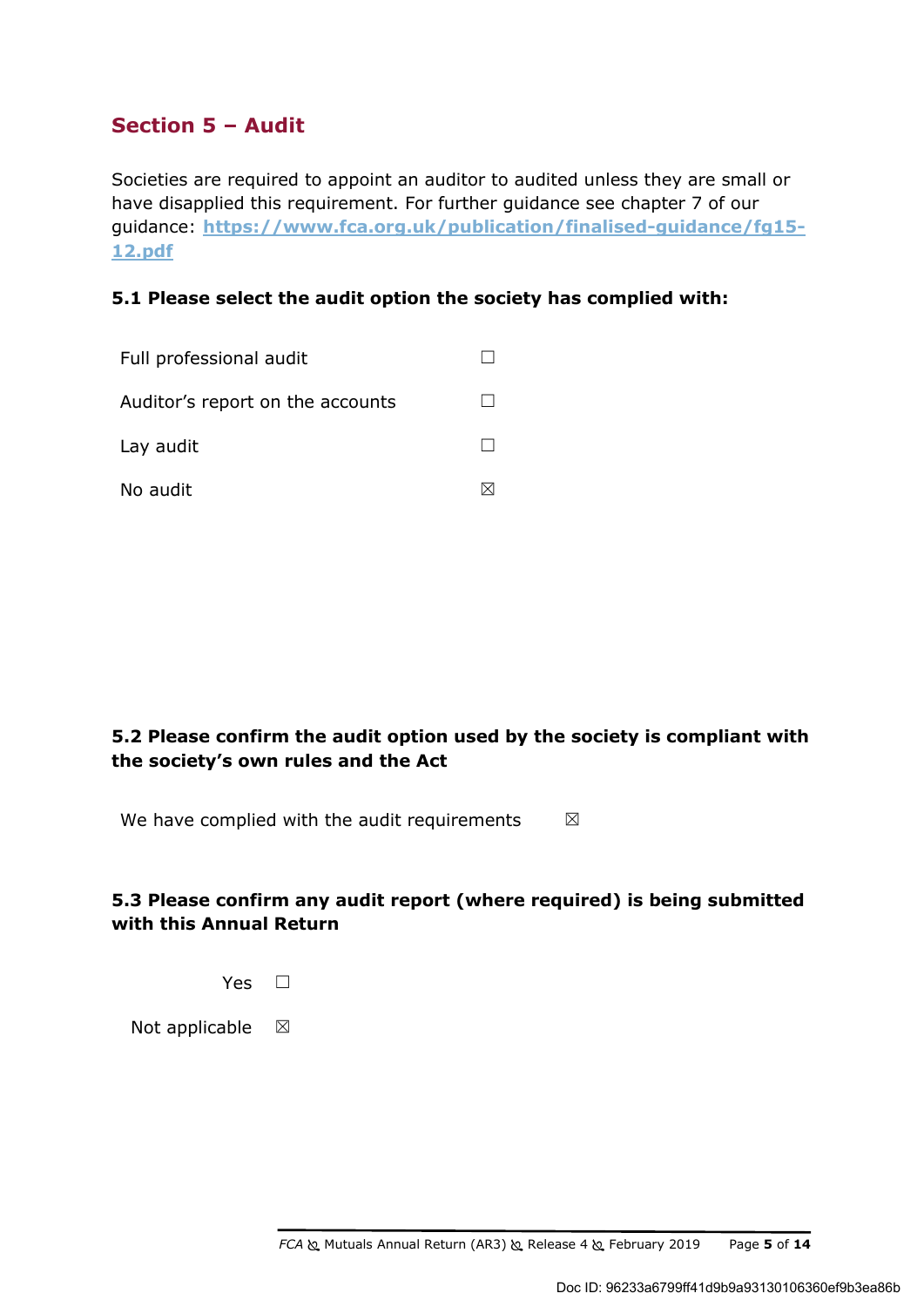## Section 5 – Audit

Societies are required to appoint an auditor to audited unless they are small or have disapplied this requirement. For further guidance see chapter 7 of our guidance: [https://www.fca.org.uk/publication/finalised-guidance/fg15-12.pdf](https://www.fca.org.uk/publication/finalised-guidance/fg15-12.pdf)

### 5.1 Please select the audit option the society has complied with:

Full professional audit ☐

Auditor's report on the accounts ☐

Lay audit ☐

No audit ☒

### 5.2 Please confirm the audit option used by the society is compliant with the society's own rules and the Act

We have complied with the audit requirements ☒

### 5.3 Please confirm any audit report (where required) is being submitted with this Annual Return

Yes ☐

Not applicable ☒

Doc ID: 96233a6799ff41d9b9a93130106360ef9b3ea86b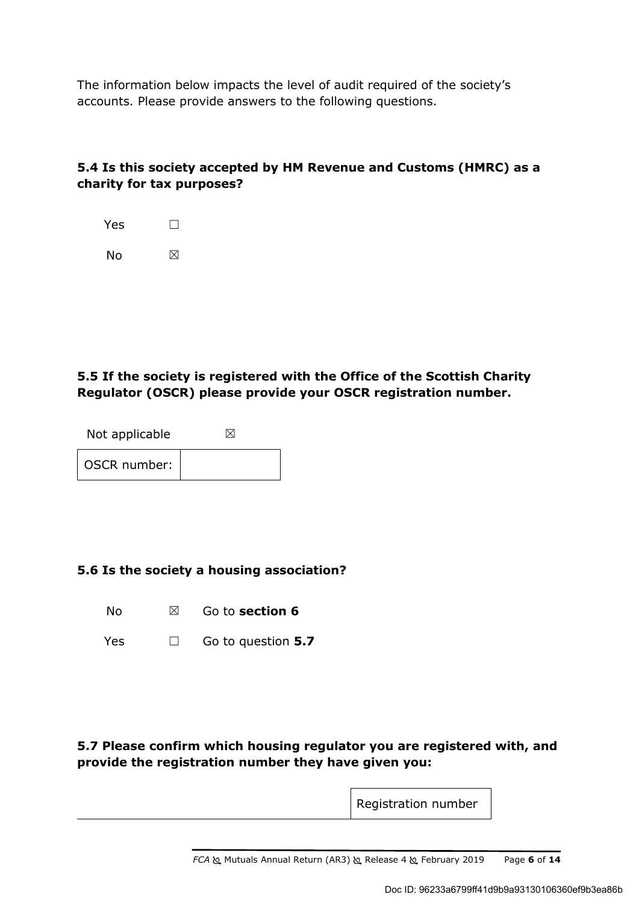The information below impacts the level of audit required of the society's accounts. Please provide answers to the following questions.

### 5.4 Is this society accepted by HM Revenue and Customs (HMRC) as a charity for tax purposes?

Yes ☐

No ☒

### 5.5 If the society is registered with the Office of the Scottish Charity Regulator (OSCR) please provide your OSCR registration number.

Not applicable ☒

| OSCR number: | |
|---|---|

### 5.6 Is the society a housing association?

No ☒ Go to **section 6**

Yes ☐ Go to question **5.7**

### 5.7 Please confirm which housing regulator you are registered with, and provide the registration number they have given you:

| | Registration number |
|---|---|

Doc ID: 96233a6799ff41d9b9a93130106360ef9b3ea86b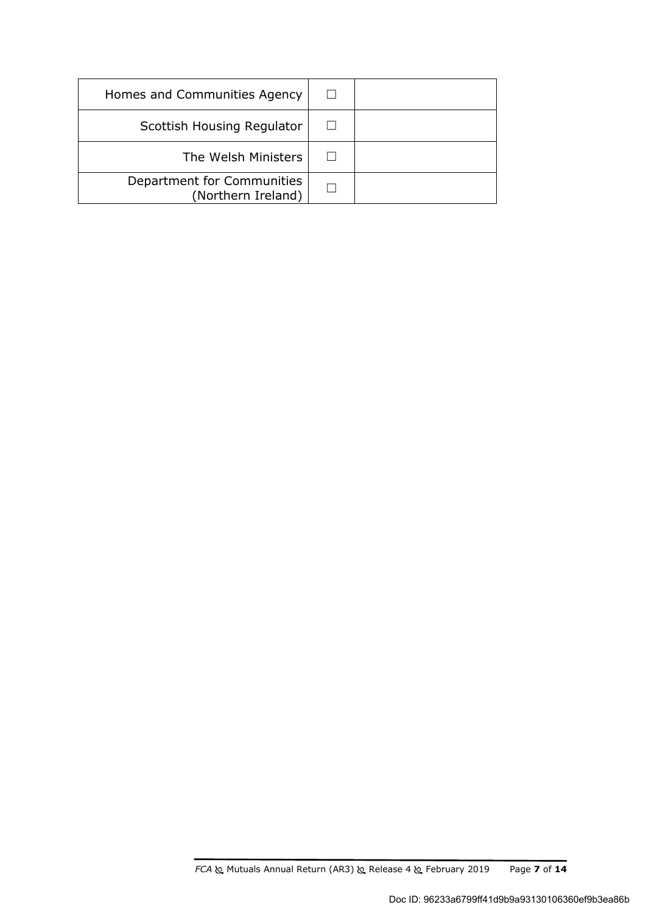| | | |
|---|---|---|
| Homes and Communities Agency | ☐ | |
| Scottish Housing Regulator | ☐ | |
| The Welsh Ministers | ☐ | |
| Department for Communities (Northern Ireland) | ☐ | |

Doc ID: 96233a6799ff41d9b9a93130106360ef9b3ea86b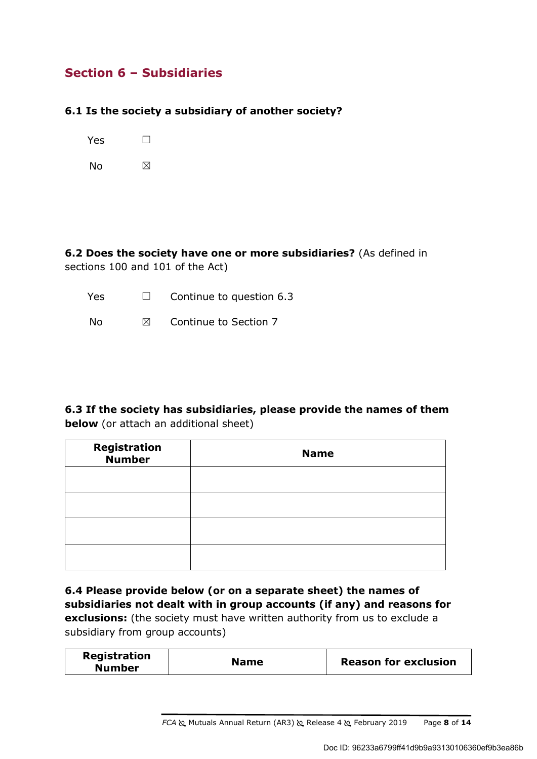## Section 6 – Subsidiaries

**6.1 Is the society a subsidiary of another society?**

Yes ☐

No ☒

**6.2 Does the society have one or more subsidiaries?** (As defined in sections 100 and 101 of the Act)

Yes ☐ Continue to question 6.3

No ☒ Continue to Section 7

**6.3 If the society has subsidiaries, please provide the names of them below** (or attach an additional sheet)

| Registration Number | Name |
|---|---|
| | |
| | |
| | |
| | |

**6.4 Please provide below (or on a separate sheet) the names of subsidiaries not dealt with in group accounts (if any) and reasons for exclusions:** (the society must have written authority from us to exclude a subsidiary from group accounts)

| Registration Number | Name | Reason for exclusion |
|---|---|---|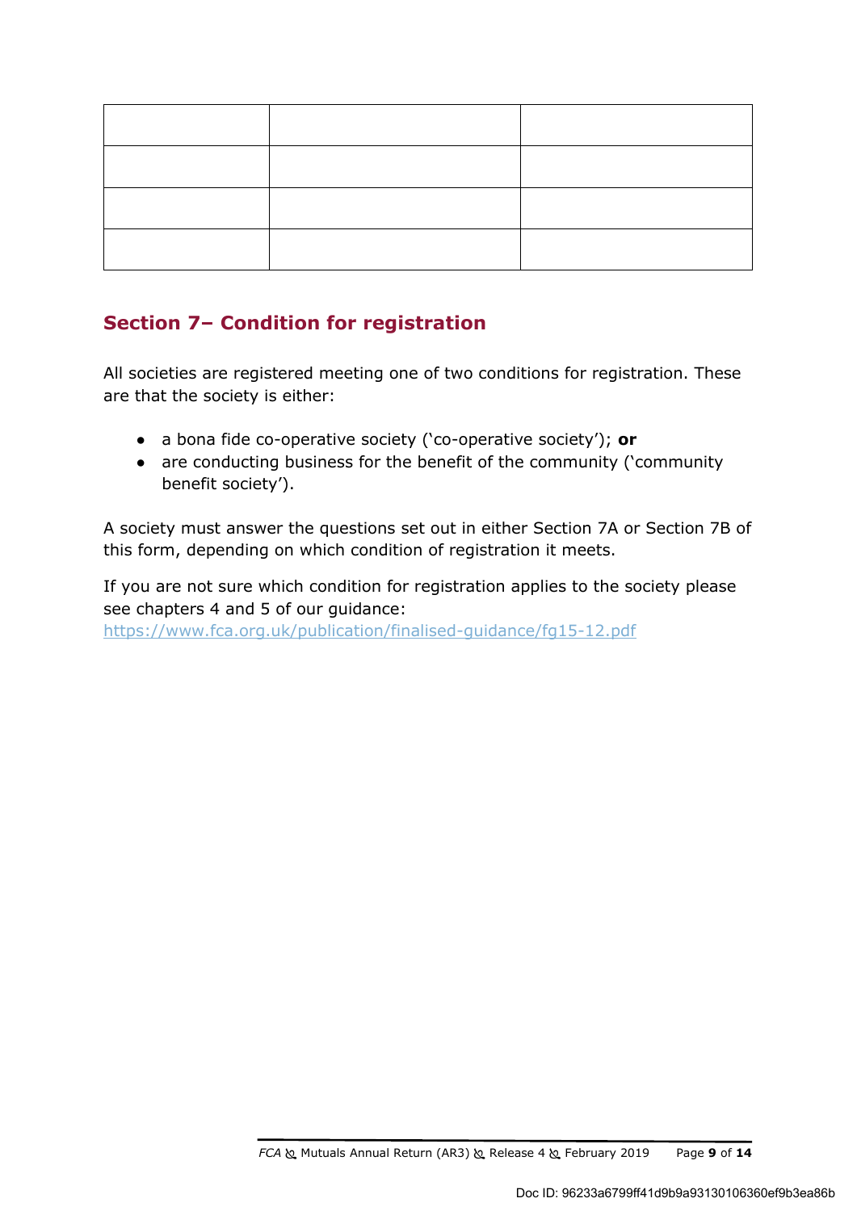| | | |
|---|---|---|
| | | |
| | | |
| | | |

## Section 7– Condition for registration

All societies are registered meeting one of two conditions for registration. These are that the society is either:

- a bona fide co-operative society ('co-operative society'); **or**
- are conducting business for the benefit of the community ('community benefit society').

A society must answer the questions set out in either Section 7A or Section 7B of this form, depending on which condition of registration it meets.

If you are not sure which condition for registration applies to the society please see chapters 4 and 5 of our guidance:
https://www.fca.org.uk/publication/finalised-guidance/fg15-12.pdf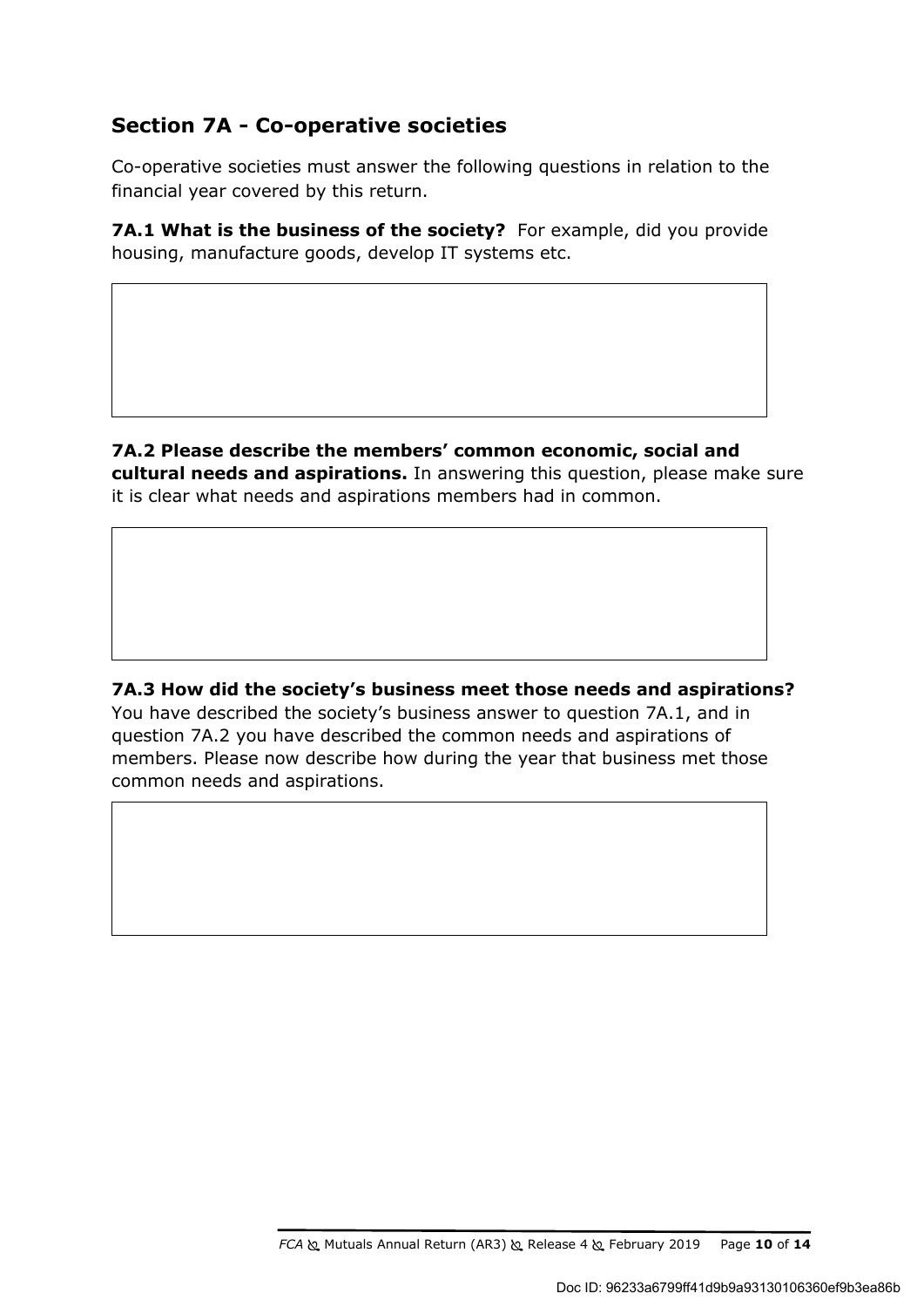## Section 7A - Co-operative societies

Co-operative societies must answer the following questions in relation to the financial year covered by this return.

**7A.1 What is the business of the society?** For example, did you provide housing, manufacture goods, develop IT systems etc.

**7A.2 Please describe the members' common economic, social and cultural needs and aspirations.** In answering this question, please make sure it is clear what needs and aspirations members had in common.

**7A.3 How did the society's business meet those needs and aspirations?** You have described the society's business answer to question 7A.1, and in question 7A.2 you have described the common needs and aspirations of members. Please now describe how during the year that business met those common needs and aspirations.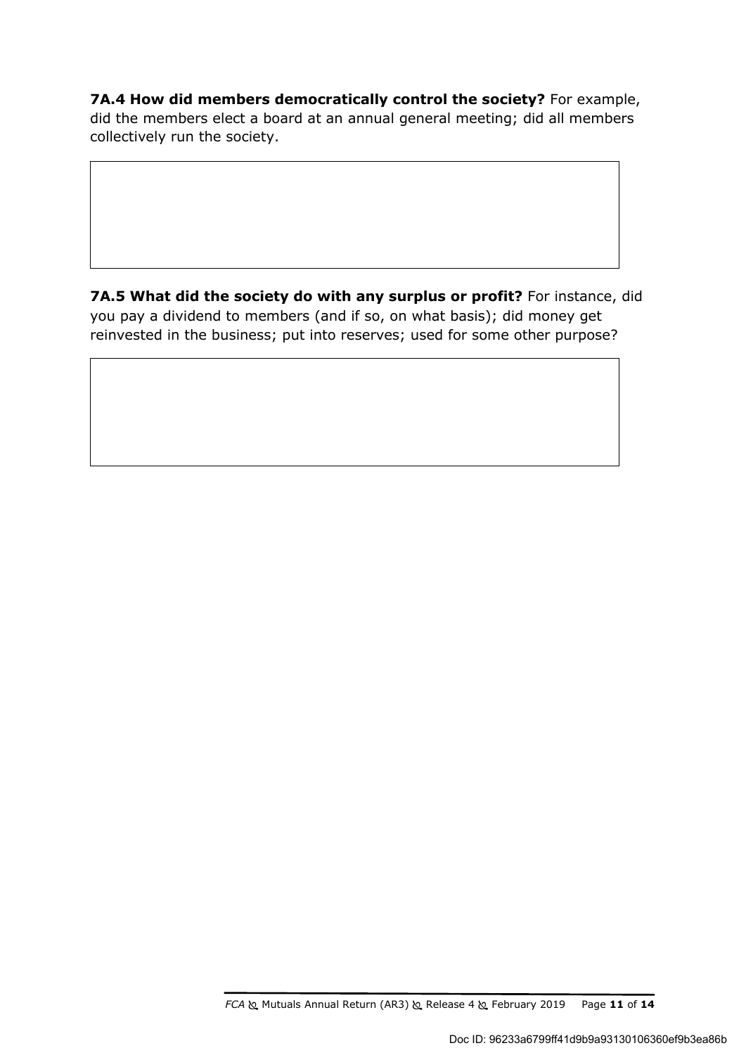**7A.4 How did members democratically control the society?** For example, did the members elect a board at an annual general meeting; did all members collectively run the society.

**7A.5 What did the society do with any surplus or profit?** For instance, did you pay a dividend to members (and if so, on what basis); did money get reinvested in the business; put into reserves; used for some other purpose?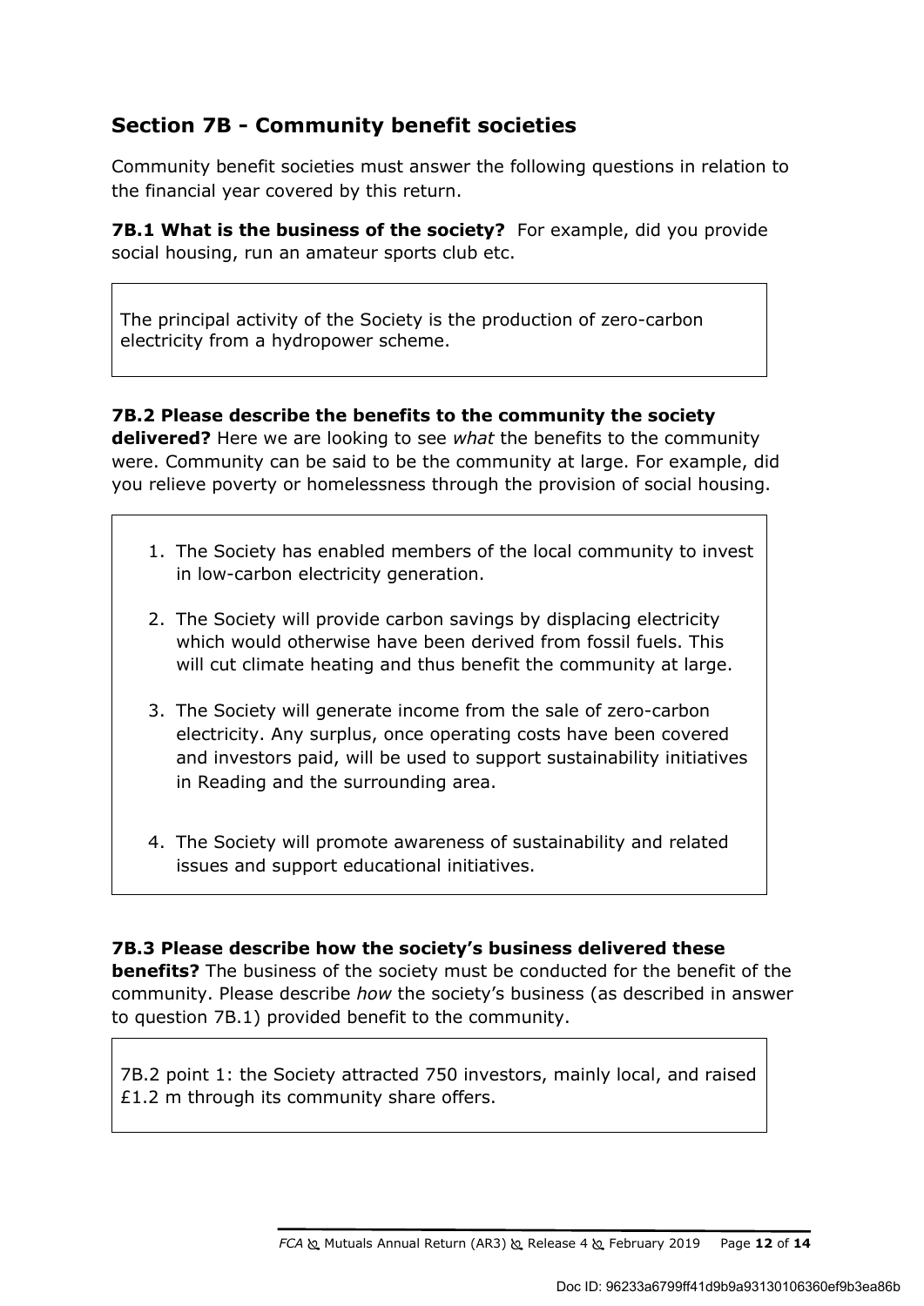## Section 7B - Community benefit societies

Community benefit societies must answer the following questions in relation to the financial year covered by this return.

**7B.1 What is the business of the society?** For example, did you provide social housing, run an amateur sports club etc.

The principal activity of the Society is the production of zero-carbon electricity from a hydropower scheme.

**7B.2 Please describe the benefits to the community the society delivered?** Here we are looking to see *what* the benefits to the community were. Community can be said to be the community at large. For example, did you relieve poverty or homelessness through the provision of social housing.

1. The Society has enabled members of the local community to invest in low-carbon electricity generation.
2. The Society will provide carbon savings by displacing electricity which would otherwise have been derived from fossil fuels. This will cut climate heating and thus benefit the community at large.
3. The Society will generate income from the sale of zero-carbon electricity. Any surplus, once operating costs have been covered and investors paid, will be used to support sustainability initiatives in Reading and the surrounding area.
4. The Society will promote awareness of sustainability and related issues and support educational initiatives.

**7B.3 Please describe how the society's business delivered these benefits?** The business of the society must be conducted for the benefit of the community. Please describe *how* the society's business (as described in answer to question 7B.1) provided benefit to the community.

7B.2 point 1: the Society attracted 750 investors, mainly local, and raised £1.2 m through its community share offers.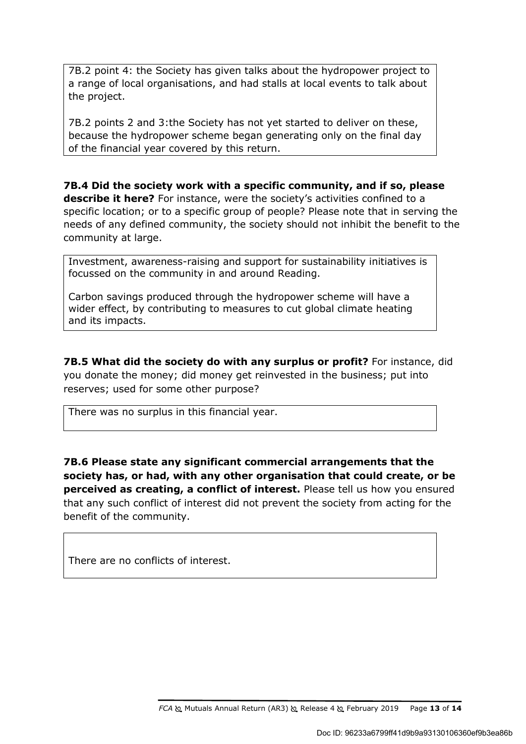7B.2 point 4: the Society has given talks about the hydropower project to a range of local organisations, and had stalls at local events to talk about the project.

7B.2 points 2 and 3:the Society has not yet started to deliver on these, because the hydropower scheme began generating only on the final day of the financial year covered by this return.

**7B.4 Did the society work with a specific community, and if so, please describe it here?** For instance, were the society's activities confined to a specific location; or to a specific group of people? Please note that in serving the needs of any defined community, the society should not inhibit the benefit to the community at large.

Investment, awareness-raising and support for sustainability initiatives is focussed on the community in and around Reading.

Carbon savings produced through the hydropower scheme will have a wider effect, by contributing to measures to cut global climate heating and its impacts.

**7B.5 What did the society do with any surplus or profit?** For instance, did you donate the money; did money get reinvested in the business; put into reserves; used for some other purpose?

There was no surplus in this financial year.

**7B.6 Please state any significant commercial arrangements that the society has, or had, with any other organisation that could create, or be perceived as creating, a conflict of interest.** Please tell us how you ensured that any such conflict of interest did not prevent the society from acting for the benefit of the community.

There are no conflicts of interest.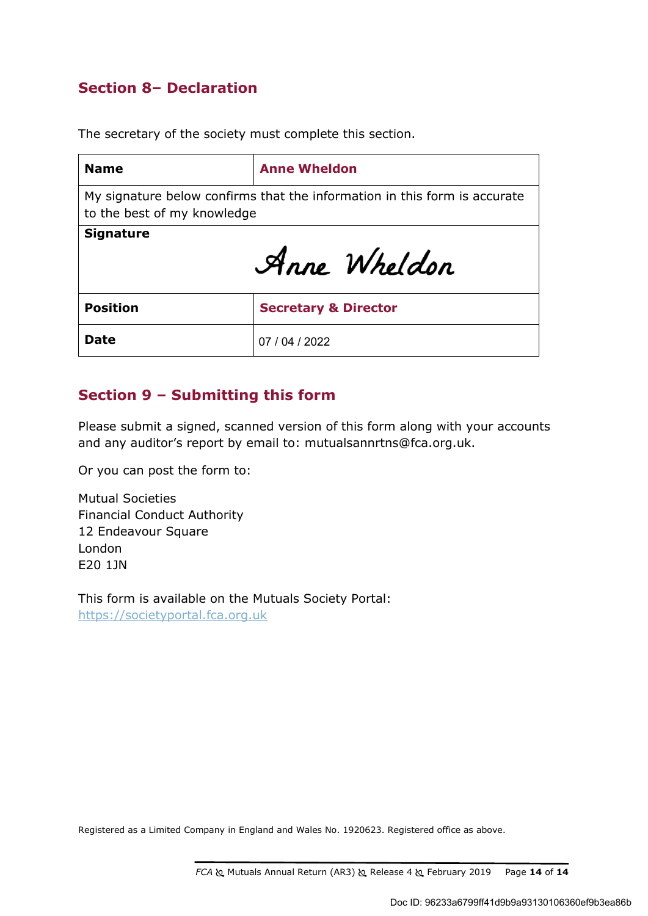## Section 8– Declaration

The secretary of the society must complete this section.

| Name | Anne Wheldon |
|---|---|
| My signature below confirms that the information in this form is accurate to the best of my knowledge | |
| Signature | Anne Wheldon |
| Position | Secretary & Director |
| Date | 07 / 04 / 2022 |

## Section 9 – Submitting this form

Please submit a signed, scanned version of this form along with your accounts and any auditor's report by email to: mutualsannrtns@fca.org.uk.

Or you can post the form to:

Mutual Societies
Financial Conduct Authority
12 Endeavour Square
London
E20 1JN

This form is available on the Mutuals Society Portal:
https://societyportal.fca.org.uk

Registered as a Limited Company in England and Wales No. 1920623. Registered office as above.

Doc ID: 96233a6799ff41d9b9a93130106360ef9b3ea86b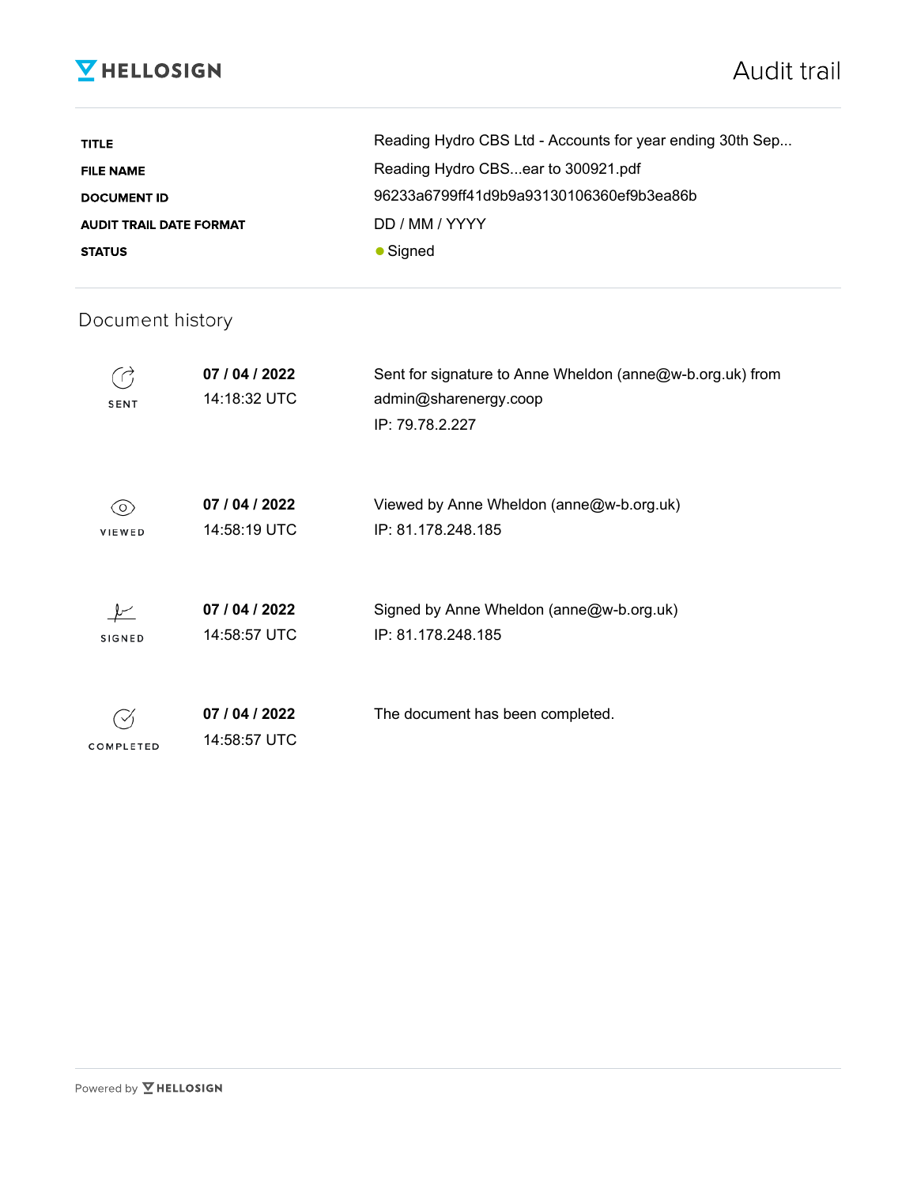HELLOSIGN

# Audit trail

| | |
|---|---|
| **TITLE** | Reading Hydro CBS Ltd - Accounts for year ending 30th Sep... |
| **FILE NAME** | Reading Hydro CBS...ear to 300921.pdf |
| **DOCUMENT ID** | 96233a6799ff41d9b9a93130106360ef9b3ea86b |
| **AUDIT TRAIL DATE FORMAT** | DD / MM / YYYY |
| **STATUS** | ● Signed |

## Document history

| | | |
|---|---|---|
| SENT | **07 / 04 / 2022**<br>14:18:32 UTC | Sent for signature to Anne Wheldon (anne@w-b.org.uk) from admin@sharenergy.coop<br>IP: 79.78.2.227 |
| VIEWED | **07 / 04 / 2022**<br>14:58:19 UTC | Viewed by Anne Wheldon (anne@w-b.org.uk)<br>IP: 81.178.248.185 |
| SIGNED | **07 / 04 / 2022**<br>14:58:57 UTC | Signed by Anne Wheldon (anne@w-b.org.uk)<br>IP: 81.178.248.185 |
| COMPLETED | **07 / 04 / 2022**<br>14:58:57 UTC | The document has been completed. |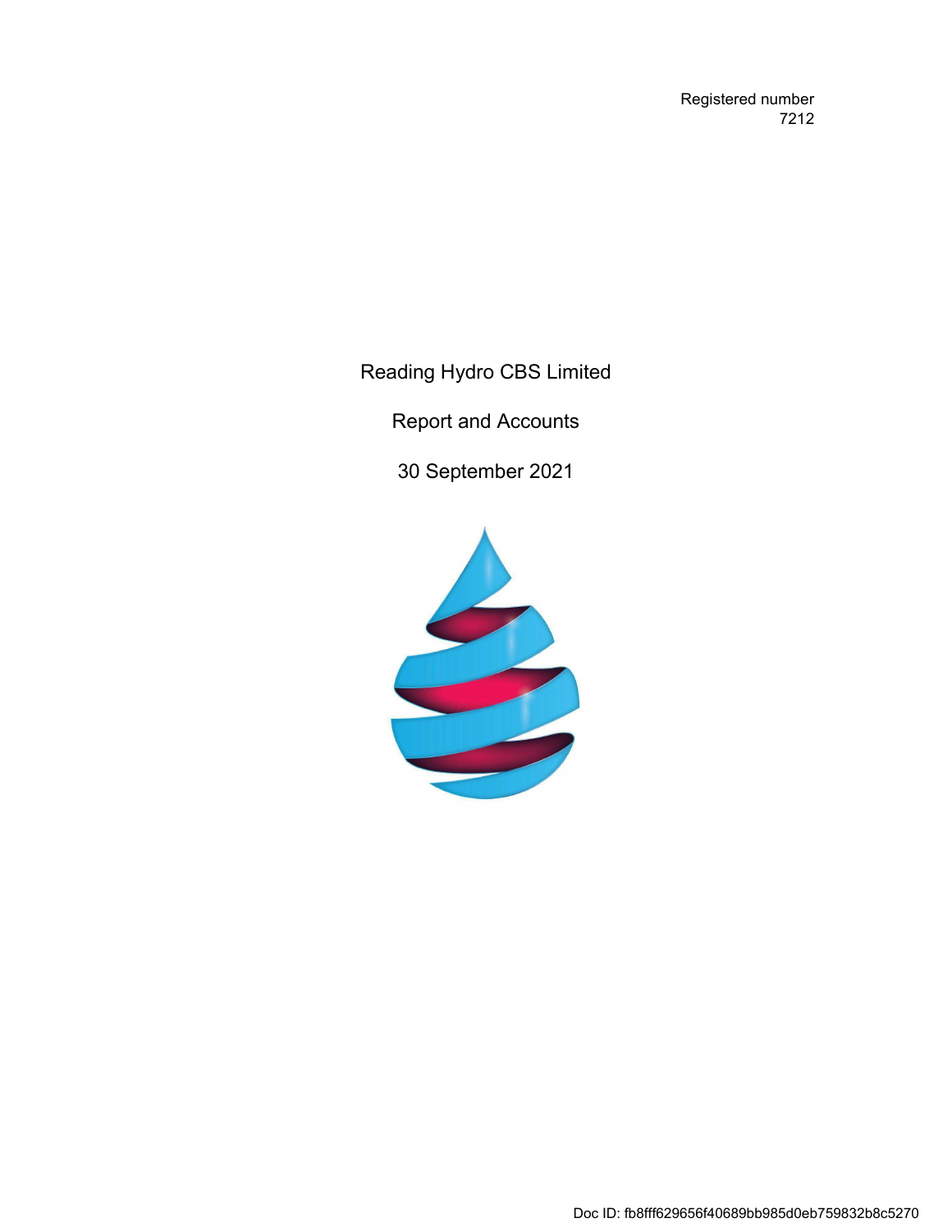Registered number
7212

# Reading Hydro CBS Limited

## Report and Accounts

## 30 September 2021

Doc ID: fb8fff629656f40689bb985d0eb759832b8c5270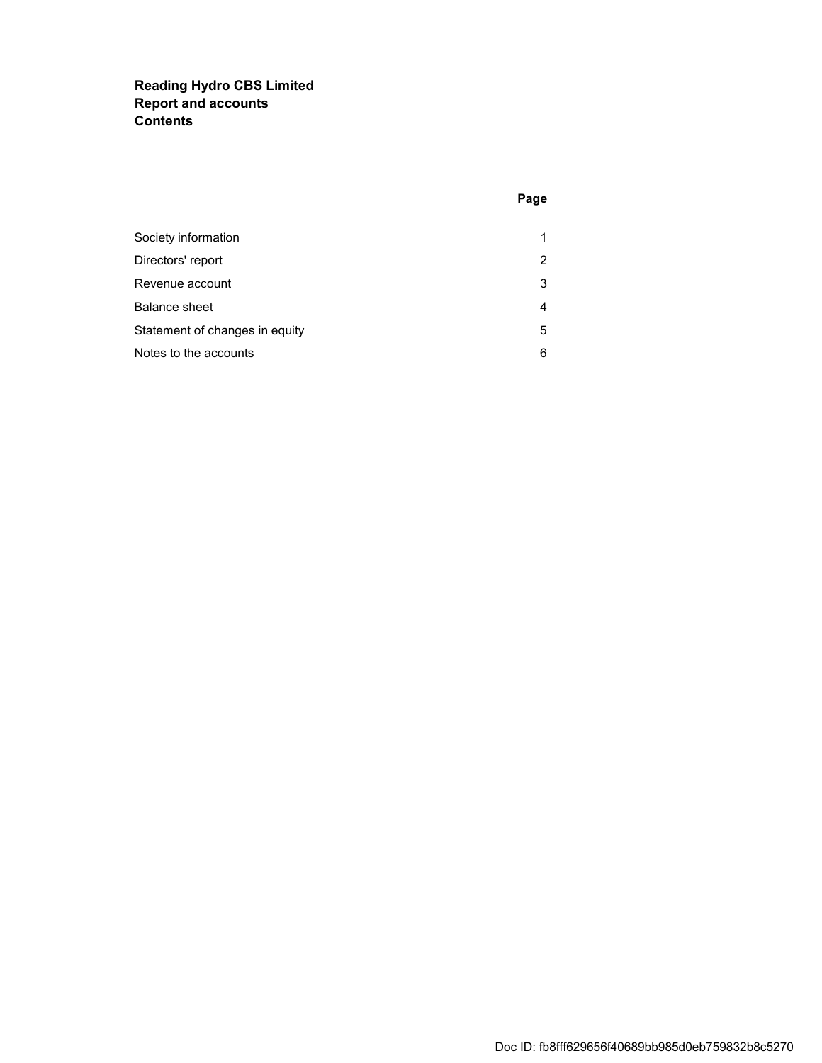**Reading Hydro CBS Limited**
**Report and accounts**
**Contents**

| | Page |
|---|---|
| Society information | 1 |
| Directors' report | 2 |
| Revenue account | 3 |
| Balance sheet | 4 |
| Statement of changes in equity | 5 |
| Notes to the accounts | 6 |

Doc ID: fb8fff629656f40689bb985d0eb759832b8c5270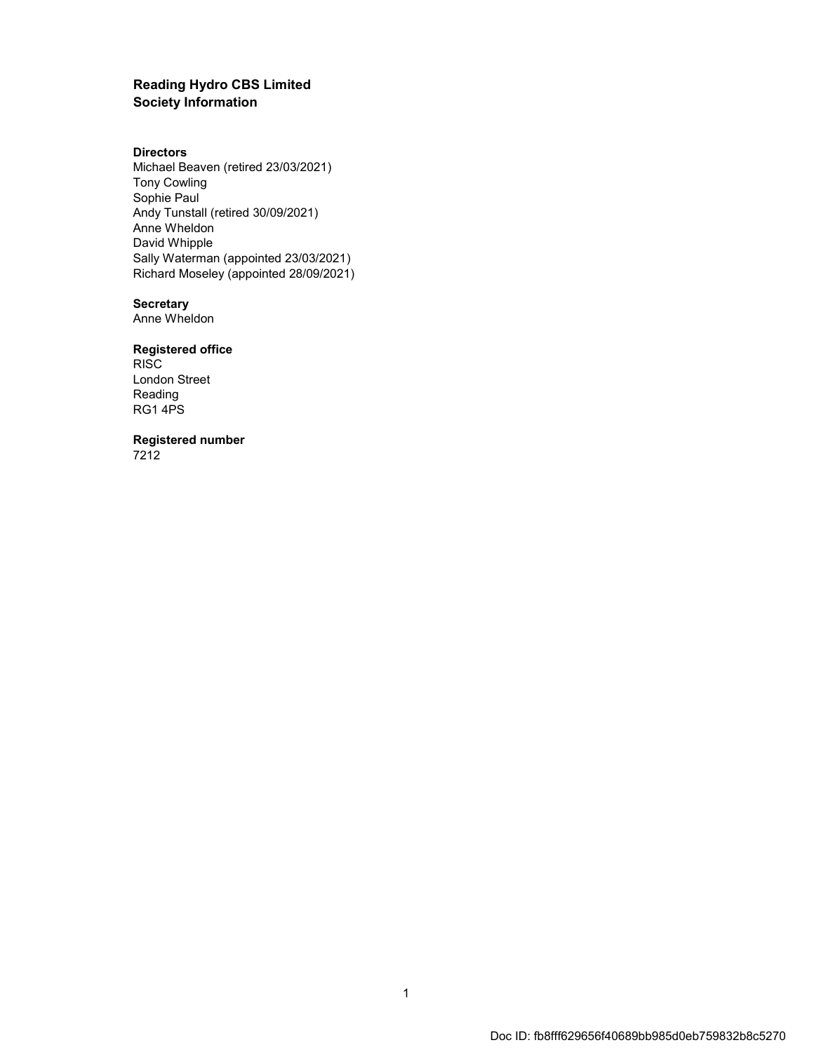# Reading Hydro CBS Limited
## Society Information

**Directors**
Michael Beaven (retired 23/03/2021)
Tony Cowling
Sophie Paul
Andy Tunstall (retired 30/09/2021)
Anne Wheldon
David Whipple
Sally Waterman (appointed 23/03/2021)
Richard Moseley (appointed 28/09/2021)

**Secretary**
Anne Wheldon

**Registered office**
RISC
London Street
Reading
RG1 4PS

**Registered number**
7212

Doc ID: fb8fff629656f40689bb985d0eb759832b8c5270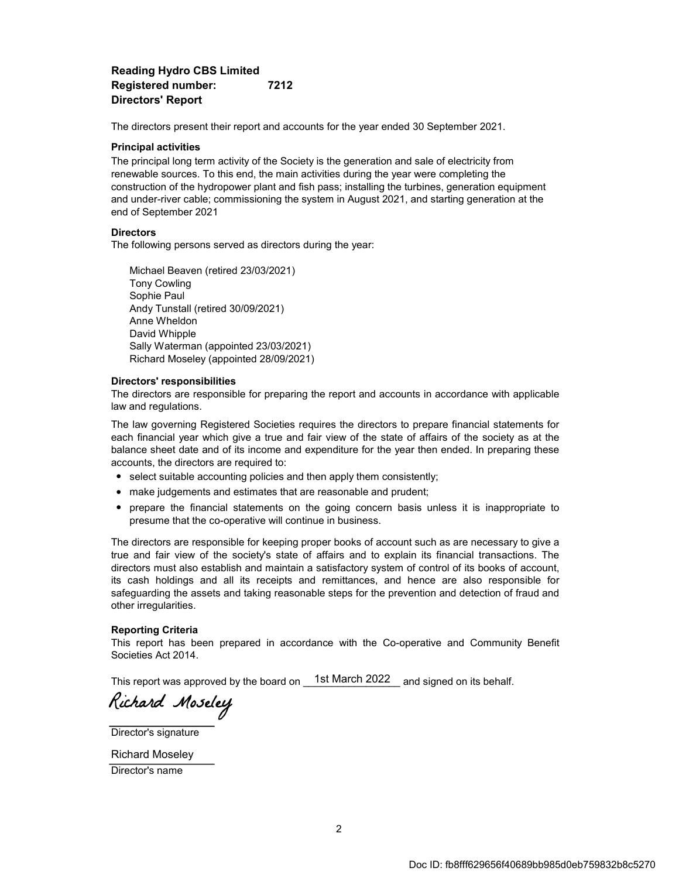**Reading Hydro CBS Limited**
**Registered number: 7212**
**Directors' Report**

The directors present their report and accounts for the year ended 30 September 2021.

**Principal activities**

The principal long term activity of the Society is the generation and sale of electricity from renewable sources. To this end, the main activities during the year were completing the construction of the hydropower plant and fish pass; installing the turbines, generation equipment and under-river cable; commissioning the system in August 2021, and starting generation at the end of September 2021

**Directors**

The following persons served as directors during the year:

Michael Beaven (retired 23/03/2021)
Tony Cowling
Sophie Paul
Andy Tunstall (retired 30/09/2021)
Anne Wheldon
David Whipple
Sally Waterman (appointed 23/03/2021)
Richard Moseley (appointed 28/09/2021)

**Directors' responsibilities**

The directors are responsible for preparing the report and accounts in accordance with applicable law and regulations.

The law governing Registered Societies requires the directors to prepare financial statements for each financial year which give a true and fair view of the state of affairs of the society as at the balance sheet date and of its income and expenditure for the year then ended. In preparing these accounts, the directors are required to:

- select suitable accounting policies and then apply them consistently;
- make judgements and estimates that are reasonable and prudent;
- prepare the financial statements on the going concern basis unless it is inappropriate to presume that the co-operative will continue in business.

The directors are responsible for keeping proper books of account such as are necessary to give a true and fair view of the society's state of affairs and to explain its financial transactions. The directors must also establish and maintain a satisfactory system of control of its books of account, its cash holdings and all its receipts and remittances, and hence are also responsible for safeguarding the assets and taking reasonable steps for the prevention and detection of fraud and other irregularities.

**Reporting Criteria**

This report has been prepared in accordance with the Co-operative and Community Benefit Societies Act 2014.

This report was approved by the board on 1st March 2022 and signed on its behalf.

Richard Moseley
Director's signature

Richard Moseley
Director's name

Doc ID: fb8fff629656f40689bb985d0eb759832b8c5270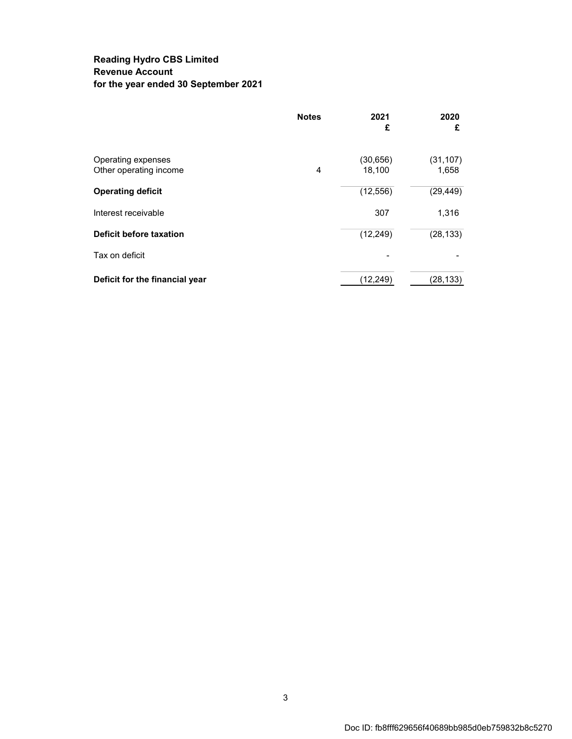**Reading Hydro CBS Limited**
**Revenue Account**
**for the year ended 30 September 2021**

| | Notes | 2021 £ | 2020 £ |
|---|---|---|---|
| Operating expenses | | (30,656) | (31,107) |
| Other operating income | 4 | 18,100 | 1,658 |
| **Operating deficit** | | (12,556) | (29,449) |
| Interest receivable | | 307 | 1,316 |
| **Deficit before taxation** | | (12,249) | (28,133) |
| Tax on deficit | | - | - |
| **Deficit for the financial year** | | (12,249) | (28,133) |

Doc ID: fb8fff629656f40689bb985d0eb759832b8c5270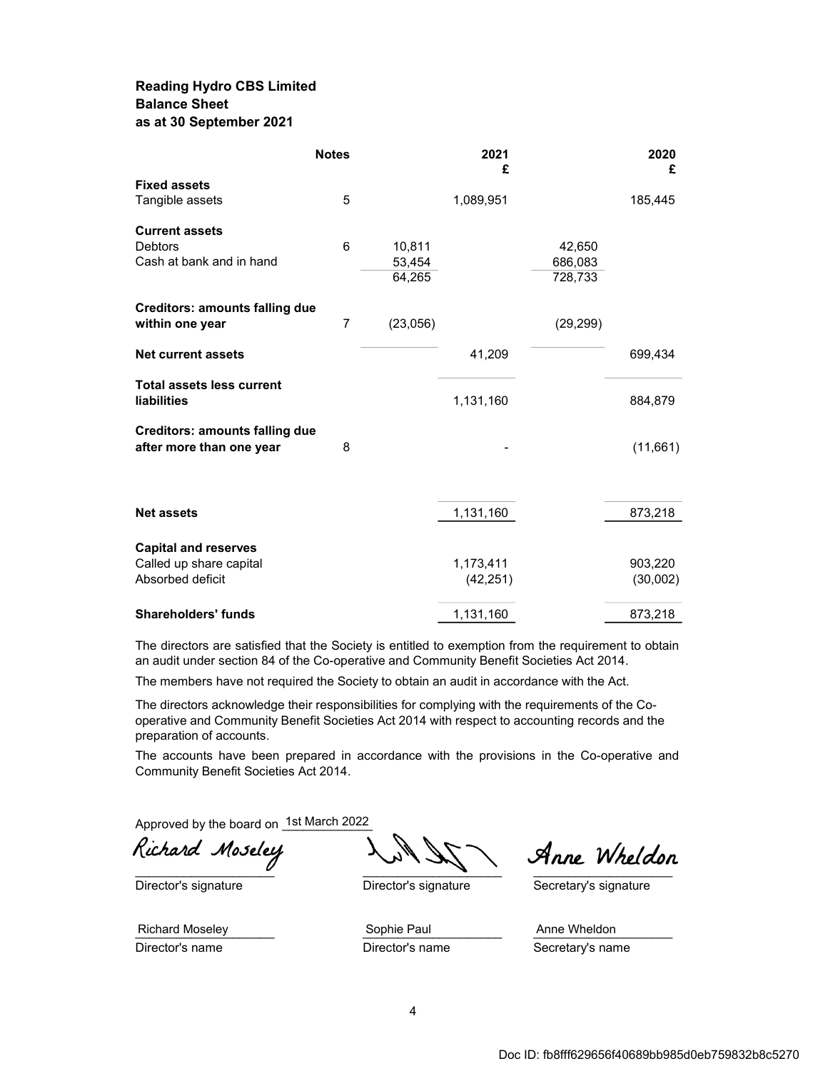**Reading Hydro CBS Limited**
**Balance Sheet**
**as at 30 September 2021**

| | Notes | | 2021 £ | | 2020 £ |
|---|---|---|---|---|---|
| **Fixed assets** | | | | | |
| Tangible assets | 5 | | 1,089,951 | | 185,445 |
| **Current assets** | | | | | |
| Debtors | 6 | 10,811 | | 42,650 | |
| Cash at bank and in hand | | 53,454 | | 686,083 | |
| | | 64,265 | | 728,733 | |
| **Creditors: amounts falling due within one year** | 7 | (23,056) | | (29,299) | |
| **Net current assets** | | | 41,209 | | 699,434 |
| **Total assets less current liabilities** | | | 1,131,160 | | 884,879 |
| **Creditors: amounts falling due after more than one year** | 8 | | - | | (11,661) |
| **Net assets** | | | 1,131,160 | | 873,218 |
| **Capital and reserves** | | | | | |
| Called up share capital | | | 1,173,411 | | 903,220 |
| Absorbed deficit | | | (42,251) | | (30,002) |
| **Shareholders' funds** | | | 1,131,160 | | 873,218 |

The directors are satisfied that the Society is entitled to exemption from the requirement to obtain an audit under section 84 of the Co-operative and Community Benefit Societies Act 2014.

The members have not required the Society to obtain an audit in accordance with the Act.

The directors acknowledge their responsibilities for complying with the requirements of the Co-operative and Community Benefit Societies Act 2014 with respect to accounting records and the preparation of accounts.

The accounts have been prepared in accordance with the provisions in the Co-operative and Community Benefit Societies Act 2014.

Approved by the board on 1st March 2022

| Richard Moseley | | Anne Wheldon |
|---|---|---|
| Director's signature | Director's signature | Secretary's signature |
| Richard Moseley | Sophie Paul | Anne Wheldon |
| Director's name | Director's name | Secretary's name |

Doc ID: fb8fff629656f40689bb985d0eb759832b8c5270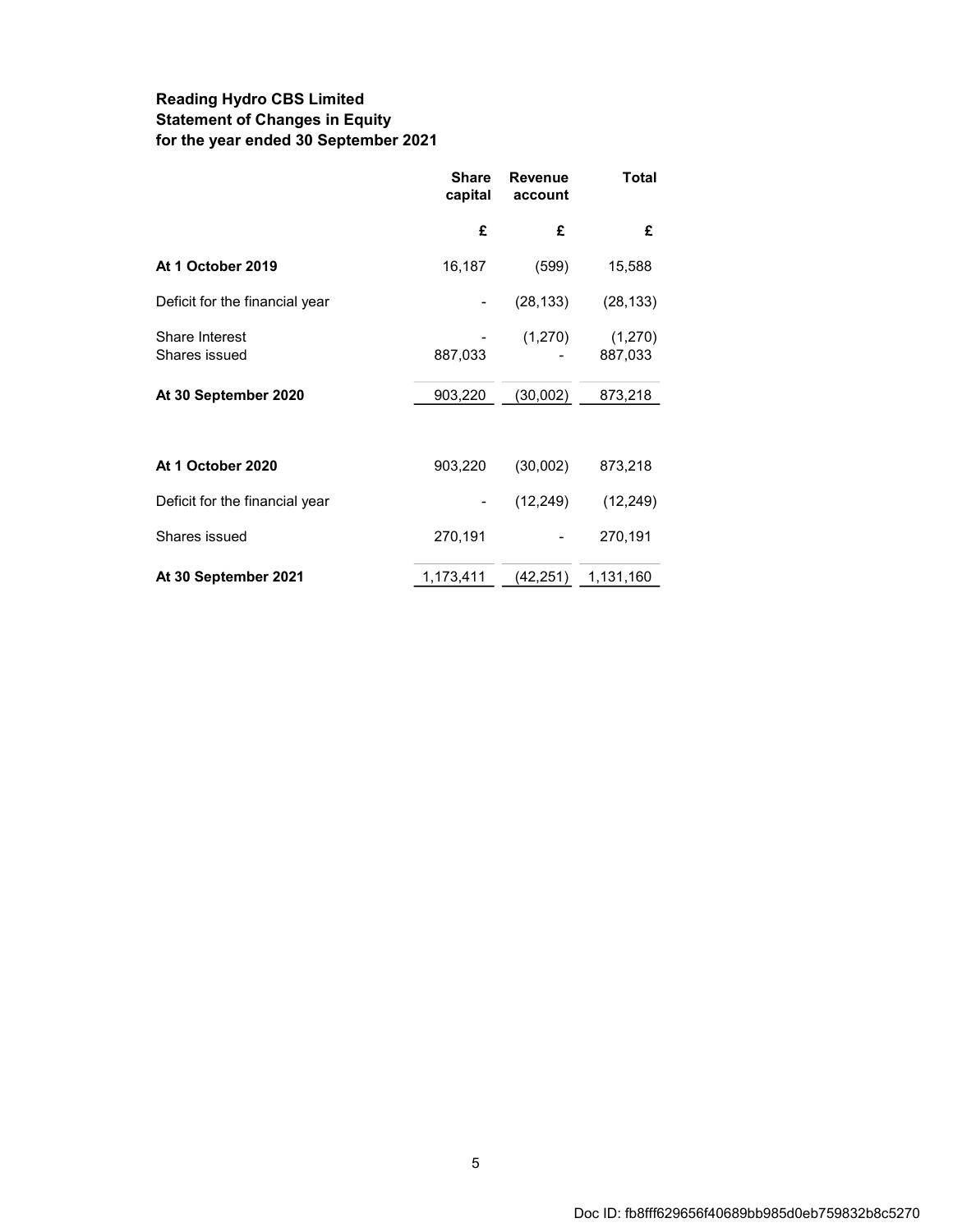**Reading Hydro CBS Limited**
**Statement of Changes in Equity**
**for the year ended 30 September 2021**

| | Share capital | Revenue account | Total |
|---|---|---|---|
| | £ | £ | £ |
| **At 1 October 2019** | 16,187 | (599) | 15,588 |
| Deficit for the financial year | - | (28,133) | (28,133) |
| Share Interest | - | (1,270) | (1,270) |
| Shares issued | 887,033 | - | 887,033 |
| **At 30 September 2020** | 903,220 | (30,002) | 873,218 |
| | | | |
| **At 1 October 2020** | 903,220 | (30,002) | 873,218 |
| Deficit for the financial year | - | (12,249) | (12,249) |
| Shares issued | 270,191 | - | 270,191 |
| **At 30 September 2021** | 1,173,411 | (42,251) | 1,131,160 |

Doc ID: fb8fff629656f40689bb985d0eb759832b8c5270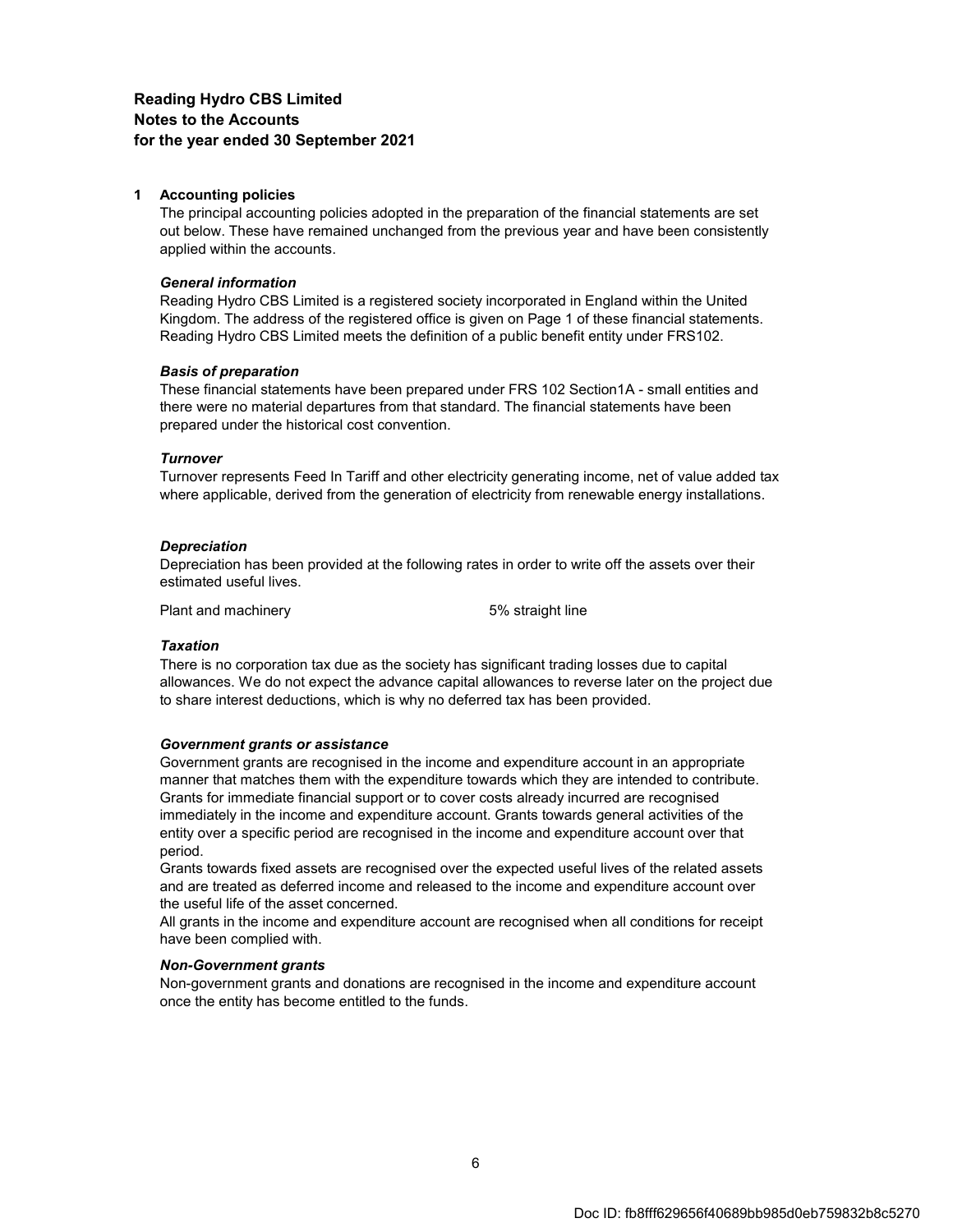**Reading Hydro CBS Limited**
**Notes to the Accounts**
**for the year ended 30 September 2021**

## 1 Accounting policies

The principal accounting policies adopted in the preparation of the financial statements are set out below. These have remained unchanged from the previous year and have been consistently applied within the accounts.

***General information***

Reading Hydro CBS Limited is a registered society incorporated in England within the United Kingdom. The address of the registered office is given on Page 1 of these financial statements. Reading Hydro CBS Limited meets the definition of a public benefit entity under FRS102.

***Basis of preparation***

These financial statements have been prepared under FRS 102 Section1A - small entities and there were no material departures from that standard. The financial statements have been prepared under the historical cost convention.

***Turnover***

Turnover represents Feed In Tariff and other electricity generating income, net of value added tax where applicable, derived from the generation of electricity from renewable energy installations.

***Depreciation***

Depreciation has been provided at the following rates in order to write off the assets over their estimated useful lives.

| | |
|---|---|
| Plant and machinery | 5% straight line |

***Taxation***

There is no corporation tax due as the society has significant trading losses due to capital allowances. We do not expect the advance capital allowances to reverse later on the project due to share interest deductions, which is why no deferred tax has been provided.

***Government grants or assistance***

Government grants are recognised in the income and expenditure account in an appropriate manner that matches them with the expenditure towards which they are intended to contribute. Grants for immediate financial support or to cover costs already incurred are recognised immediately in the income and expenditure account. Grants towards general activities of the entity over a specific period are recognised in the income and expenditure account over that period.

Grants towards fixed assets are recognised over the expected useful lives of the related assets and are treated as deferred income and released to the income and expenditure account over the useful life of the asset concerned.

All grants in the income and expenditure account are recognised when all conditions for receipt have been complied with.

***Non-Government grants***

Non-government grants and donations are recognised in the income and expenditure account once the entity has become entitled to the funds.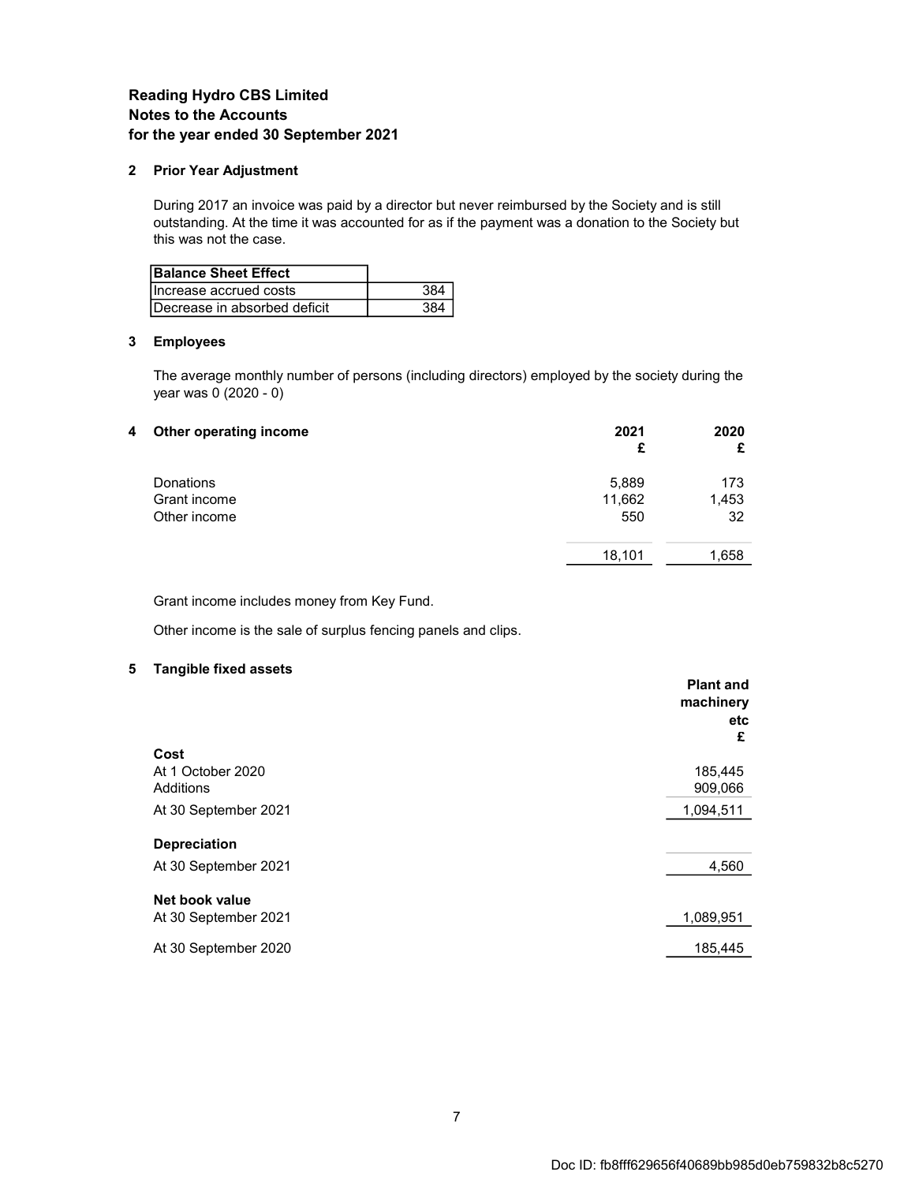**Reading Hydro CBS Limited**
**Notes to the Accounts**
**for the year ended 30 September 2021**

### 2 Prior Year Adjustment

During 2017 an invoice was paid by a director but never reimbursed by the Society and is still outstanding. At the time it was accounted for as if the payment was a donation to the Society but this was not the case.

| **Balance Sheet Effect** | |
|---|---|
| Increase accrued costs | 384 |
| Decrease in absorbed deficit | 384 |

### 3 Employees

The average monthly number of persons (including directors) employed by the society during the year was 0 (2020 - 0)

### 4 Other operating income

| | **2021 £** | **2020 £** |
|---|---|---|
| Donations | 5,889 | 173 |
| Grant income | 11,662 | 1,453 |
| Other income | 550 | 32 |
| | 18,101 | 1,658 |

Grant income includes money from Key Fund.

Other income is the sale of surplus fencing panels and clips.

### 5 Tangible fixed assets

| | **Plant and machinery etc £** |
|---|---|
| **Cost** | |
| At 1 October 2020 | 185,445 |
| Additions | 909,066 |
| At 30 September 2021 | 1,094,511 |
| **Depreciation** | |
| At 30 September 2021 | 4,560 |
| **Net book value** | |
| At 30 September 2021 | 1,089,951 |
| At 30 September 2020 | 185,445 |

Doc ID: fb8fff629656f40689bb985d0eb759832b8c5270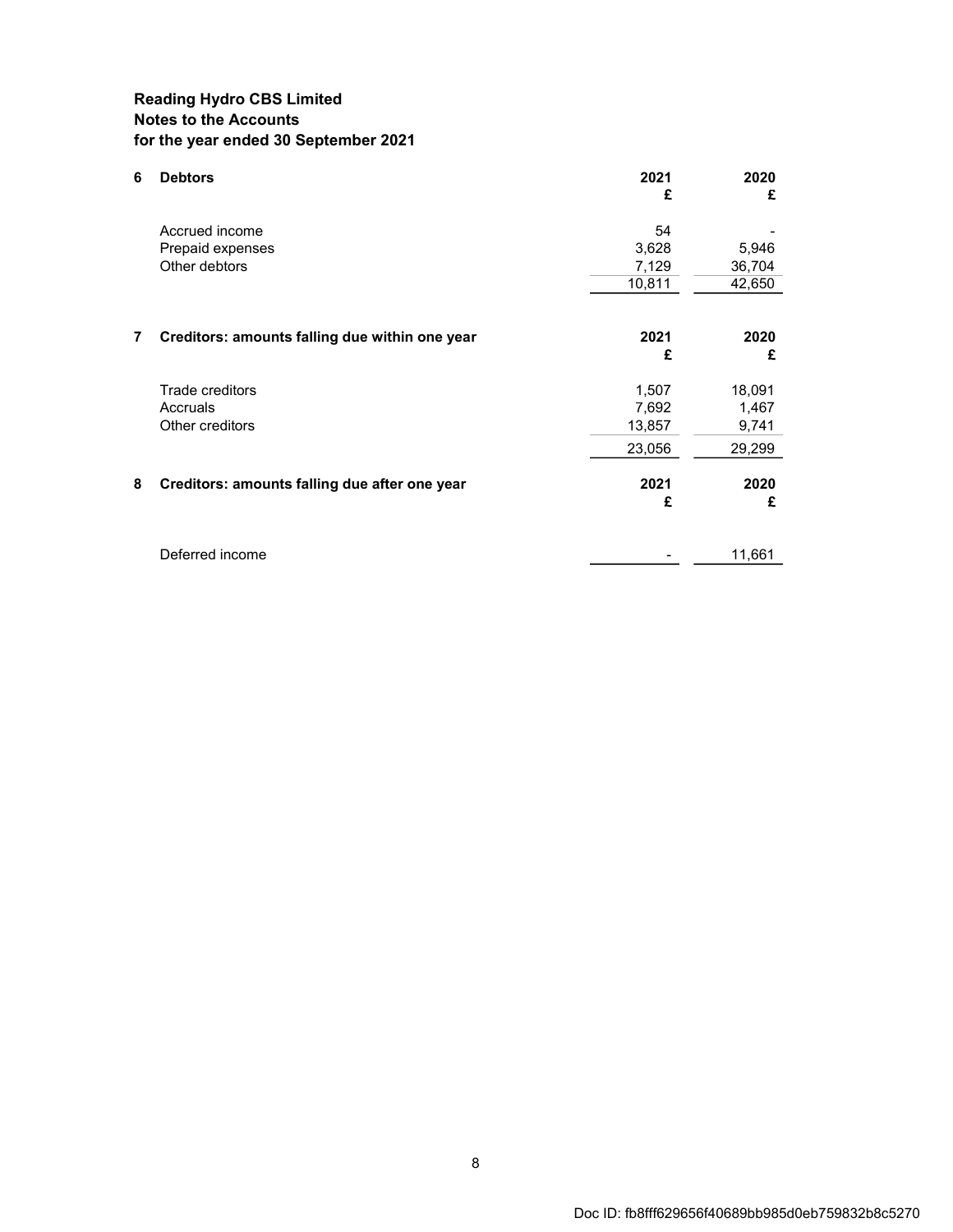**Reading Hydro CBS Limited**
**Notes to the Accounts**
**for the year ended 30 September 2021**

## 6 Debtors

| | 2021 | 2020 |
|---|---|---|
| | £ | £ |
| Accrued income | 54 | - |
| Prepaid expenses | 3,628 | 5,946 |
| Other debtors | 7,129 | 36,704 |
| | 10,811 | 42,650 |

## 7 Creditors: amounts falling due within one year

| | 2021 | 2020 |
|---|---|---|
| | £ | £ |
| Trade creditors | 1,507 | 18,091 |
| Accruals | 7,692 | 1,467 |
| Other creditors | 13,857 | 9,741 |
| | 23,056 | 29,299 |

## 8 Creditors: amounts falling due after one year

| | 2021 | 2020 |
|---|---|---|
| | £ | £ |
| Deferred income | - | 11,661 |

Doc ID: fb8fff629656f40689bb985d0eb759832b8c5270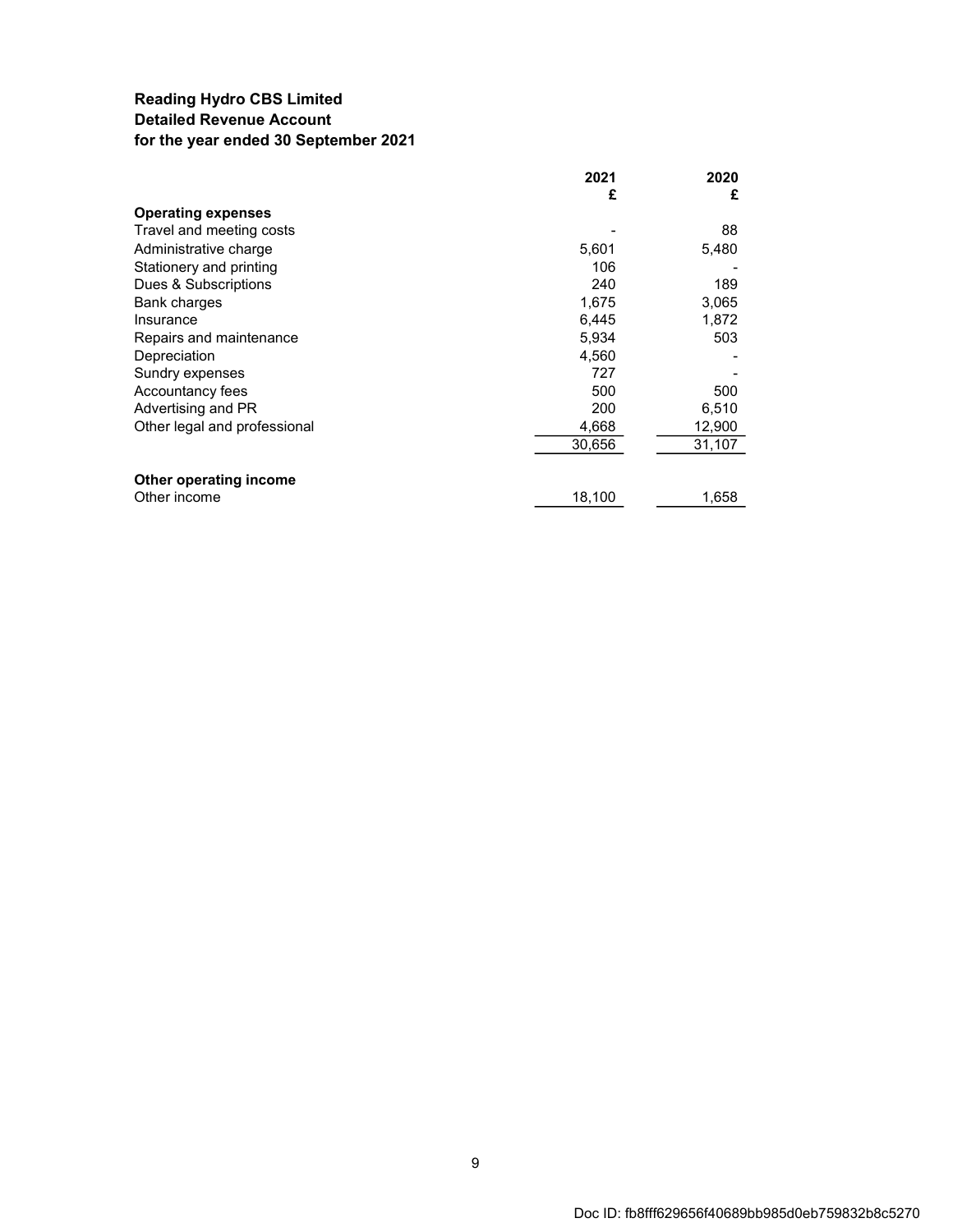**Reading Hydro CBS Limited**
**Detailed Revenue Account**
**for the year ended 30 September 2021**

| | 2021<br>£ | 2020<br>£ |
|---|---|---|
| **Operating expenses** | | |
| Travel and meeting costs | - | 88 |
| Administrative charge | 5,601 | 5,480 |
| Stationery and printing | 106 | - |
| Dues & Subscriptions | 240 | 189 |
| Bank charges | 1,675 | 3,065 |
| Insurance | 6,445 | 1,872 |
| Repairs and maintenance | 5,934 | 503 |
| Depreciation | 4,560 | - |
| Sundry expenses | 727 | - |
| Accountancy fees | 500 | 500 |
| Advertising and PR | 200 | 6,510 |
| Other legal and professional | 4,668 | 12,900 |
| | 30,656 | 31,107 |
| **Other operating income** | | |
| Other income | 18,100 | 1,658 |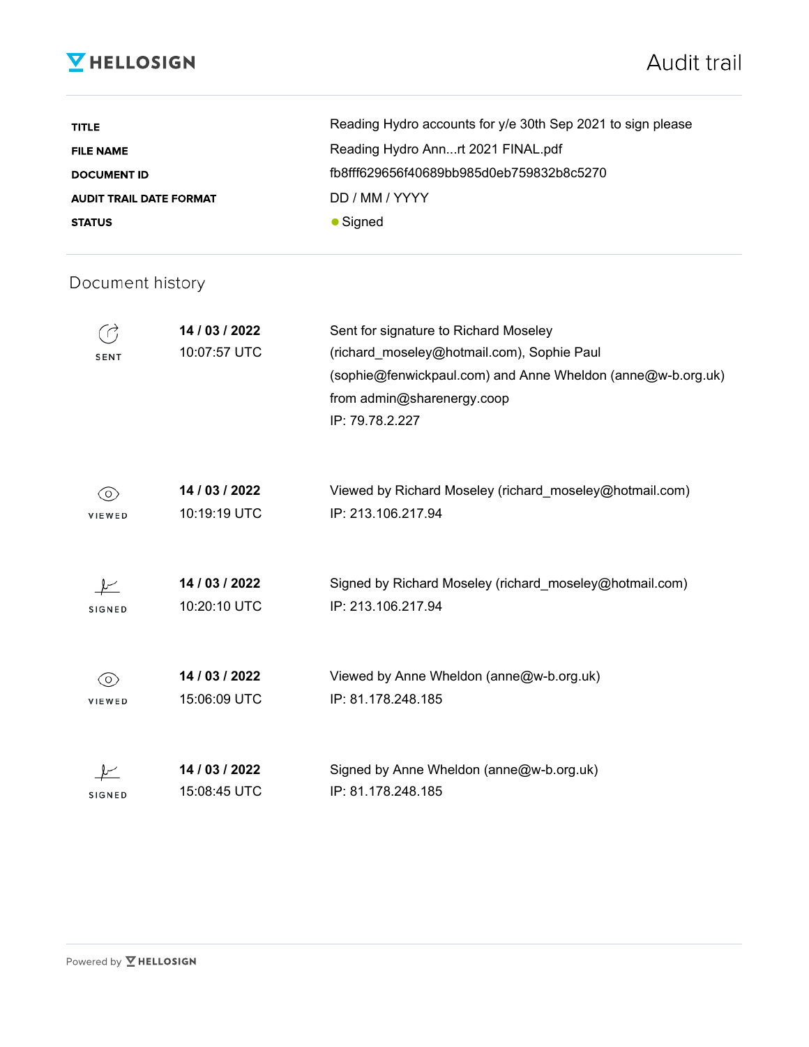# HELLOSIGN

# Audit trail

| | |
|---|---|
| **TITLE** | Reading Hydro accounts for y/e 30th Sep 2021 to sign please |
| **FILE NAME** | Reading Hydro Ann...rt 2021 FINAL.pdf |
| **DOCUMENT ID** | fb8fff629656f40689bb985d0eb759832b8c5270 |
| **AUDIT TRAIL DATE FORMAT** | DD / MM / YYYY |
| **STATUS** | ● Signed |

## Document history

| | | |
|---|---|---|
| SENT | **14 / 03 / 2022** 10:07:57 UTC | Sent for signature to Richard Moseley (richard_moseley@hotmail.com), Sophie Paul (sophie@fenwickpaul.com) and Anne Wheldon (anne@w-b.org.uk) from admin@sharenergy.coop IP: 79.78.2.227 |
| VIEWED | **14 / 03 / 2022** 10:19:19 UTC | Viewed by Richard Moseley (richard_moseley@hotmail.com) IP: 213.106.217.94 |
| SIGNED | **14 / 03 / 2022** 10:20:10 UTC | Signed by Richard Moseley (richard_moseley@hotmail.com) IP: 213.106.217.94 |
| VIEWED | **14 / 03 / 2022** 15:06:09 UTC | Viewed by Anne Wheldon (anne@w-b.org.uk) IP: 81.178.248.185 |
| SIGNED | **14 / 03 / 2022** 15:08:45 UTC | Signed by Anne Wheldon (anne@w-b.org.uk) IP: 81.178.248.185 |

Powered by HELLOSIGN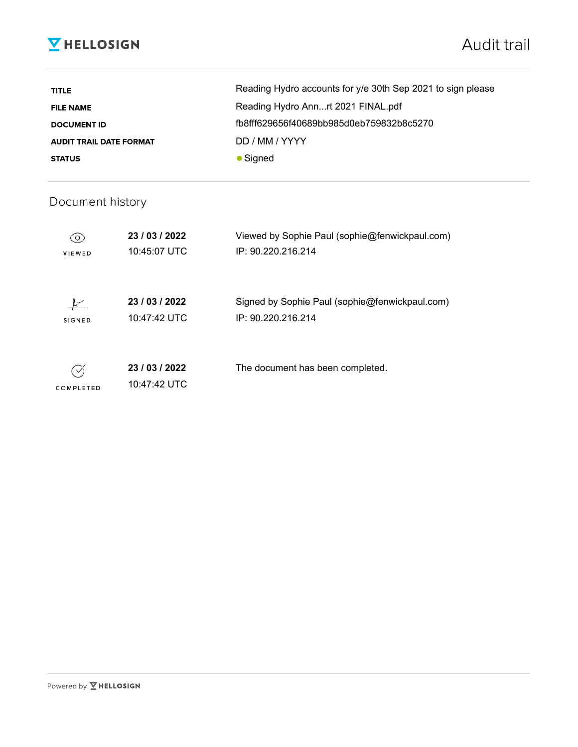HELLOSIGN

# Audit trail

| | |
|---|---|
| **TITLE** | Reading Hydro accounts for y/e 30th Sep 2021 to sign please |
| **FILE NAME** | Reading Hydro Ann...rt 2021 FINAL.pdf |
| **DOCUMENT ID** | fb8fff629656f40689bb985d0eb759832b8c5270 |
| **AUDIT TRAIL DATE FORMAT** | DD / MM / YYYY |
| **STATUS** | ● Signed |

## Document history

| | | |
|---|---|---|
| VIEWED | **23 / 03 / 2022** 10:45:07 UTC | Viewed by Sophie Paul (sophie@fenwickpaul.com) IP: 90.220.216.214 |
| SIGNED | **23 / 03 / 2022** 10:47:42 UTC | Signed by Sophie Paul (sophie@fenwickpaul.com) IP: 90.220.216.214 |
| COMPLETED | **23 / 03 / 2022** 10:47:42 UTC | The document has been completed. |

Powered by HELLOSIGN